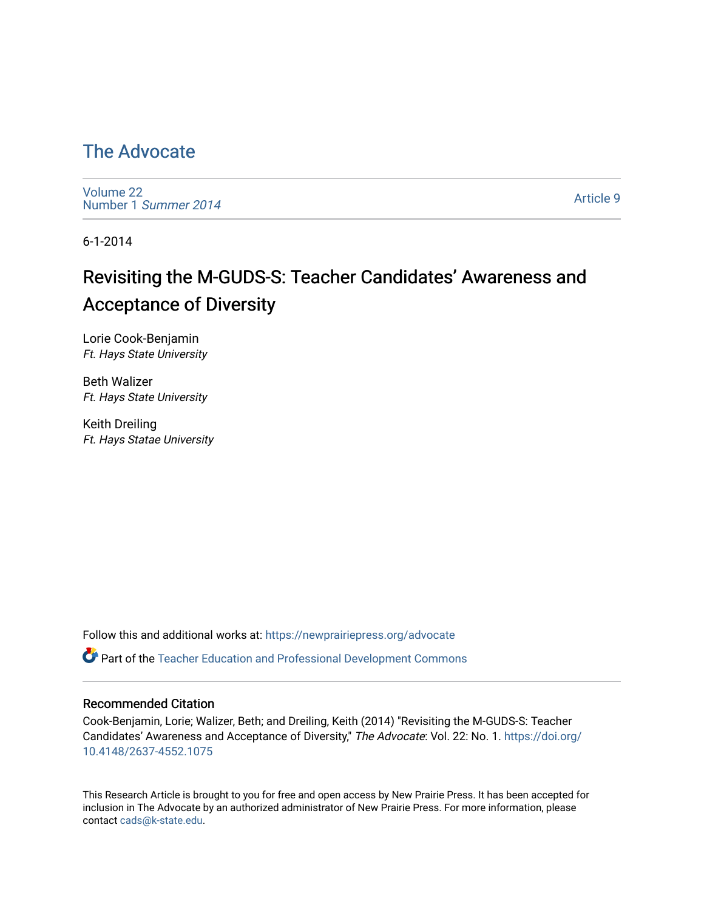# The Advocate

Volume 22
Number 1 *Summer 2014*

Article 9

6-1-2014

## Revisiting the M-GUDS-S: Teacher Candidates' Awareness and Acceptance of Diversity

Lorie Cook-Benjamin
*Ft. Hays State University*

Beth Walizer
*Ft. Hays State University*

Keith Dreiling
*Ft. Hays Statae University*

Follow this and additional works at: https://newprairiepress.org/advocate

Part of the Teacher Education and Professional Development Commons

### Recommended Citation

Cook-Benjamin, Lorie; Walizer, Beth; and Dreiling, Keith (2014) "Revisiting the M-GUDS-S: Teacher Candidates' Awareness and Acceptance of Diversity," *The Advocate*: Vol. 22: No. 1. https://doi.org/10.4148/2637-4552.1075

This Research Article is brought to you for free and open access by New Prairie Press. It has been accepted for inclusion in The Advocate by an authorized administrator of New Prairie Press. For more information, please contact cads@k-state.edu.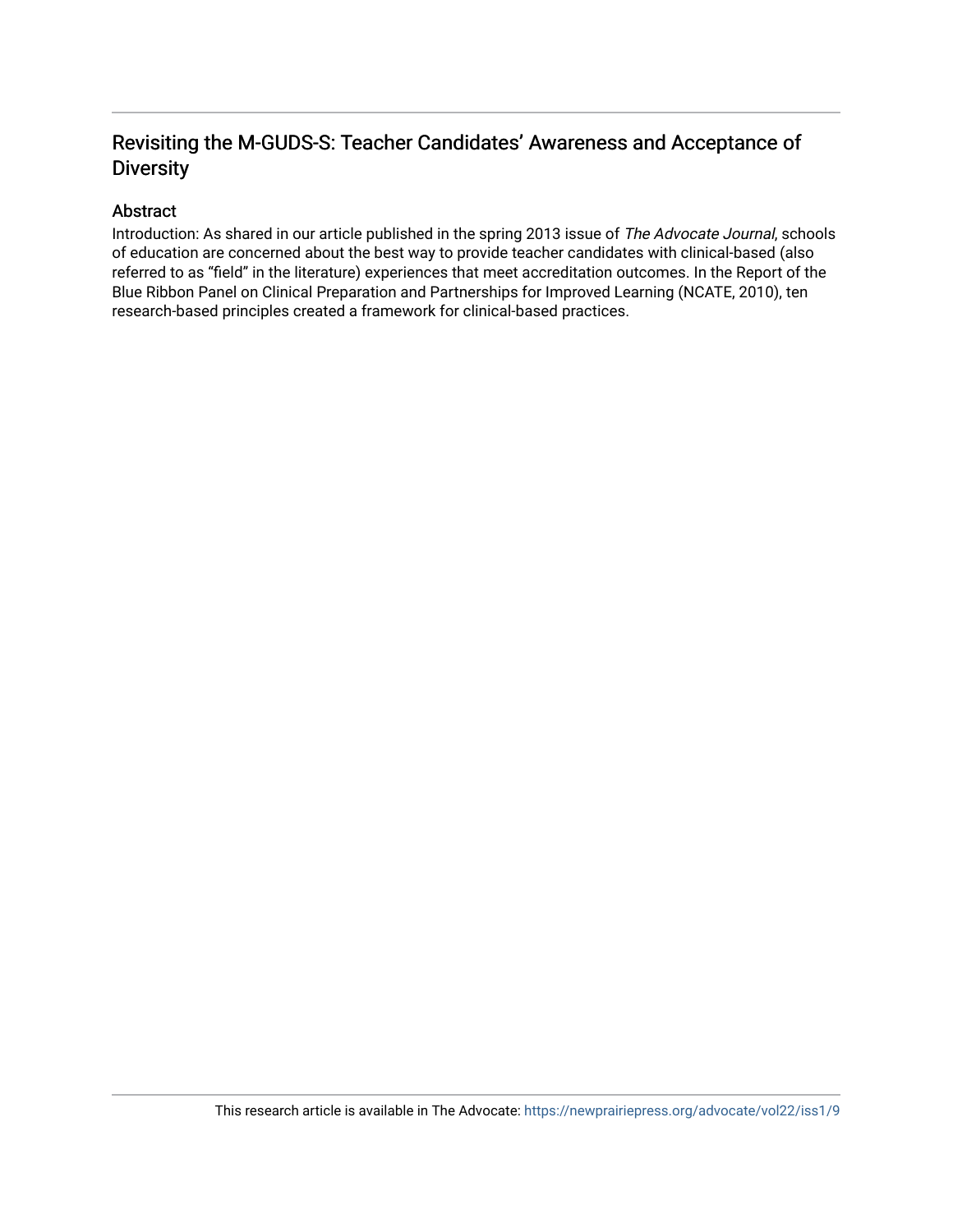# Revisiting the M-GUDS-S: Teacher Candidates' Awareness and Acceptance of Diversity

## Abstract

Introduction: As shared in our article published in the spring 2013 issue of *The Advocate Journal*, schools of education are concerned about the best way to provide teacher candidates with clinical-based (also referred to as "field" in the literature) experiences that meet accreditation outcomes. In the Report of the Blue Ribbon Panel on Clinical Preparation and Partnerships for Improved Learning (NCATE, 2010), ten research-based principles created a framework for clinical-based practices.

This research article is available in The Advocate: https://newprairiepress.org/advocate/vol22/iss1/9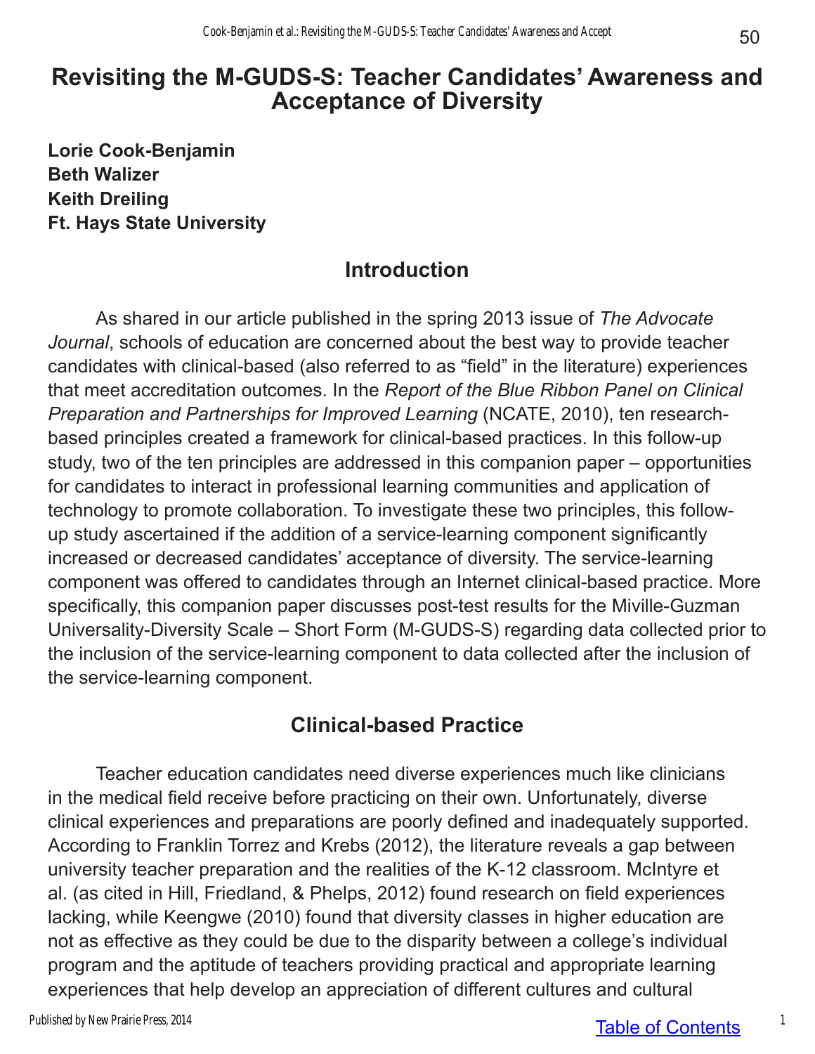# Revisiting the M-GUDS-S: Teacher Candidates' Awareness and Acceptance of Diversity

**Lorie Cook-Benjamin**
**Beth Walizer**
**Keith Dreiling**
**Ft. Hays State University**

## Introduction

As shared in our article published in the spring 2013 issue of *The Advocate Journal*, schools of education are concerned about the best way to provide teacher candidates with clinical-based (also referred to as "field" in the literature) experiences that meet accreditation outcomes. In the *Report of the Blue Ribbon Panel on Clinical Preparation and Partnerships for Improved Learning* (NCATE, 2010), ten research-based principles created a framework for clinical-based practices. In this follow-up study, two of the ten principles are addressed in this companion paper – opportunities for candidates to interact in professional learning communities and application of technology to promote collaboration. To investigate these two principles, this follow-up study ascertained if the addition of a service-learning component significantly increased or decreased candidates' acceptance of diversity. The service-learning component was offered to candidates through an Internet clinical-based practice. More specifically, this companion paper discusses post-test results for the Miville-Guzman Universality-Diversity Scale – Short Form (M-GUDS-S) regarding data collected prior to the inclusion of the service-learning component to data collected after the inclusion of the service-learning component.

## Clinical-based Practice

Teacher education candidates need diverse experiences much like clinicians in the medical field receive before practicing on their own. Unfortunately, diverse clinical experiences and preparations are poorly defined and inadequately supported. According to Franklin Torrez and Krebs (2012), the literature reveals a gap between university teacher preparation and the realities of the K-12 classroom. McIntyre et al. (as cited in Hill, Friedland, & Phelps, 2012) found research on field experiences lacking, while Keengwe (2010) found that diversity classes in higher education are not as effective as they could be due to the disparity between a college's individual program and the aptitude of teachers providing practical and appropriate learning experiences that help develop an appreciation of different cultures and cultural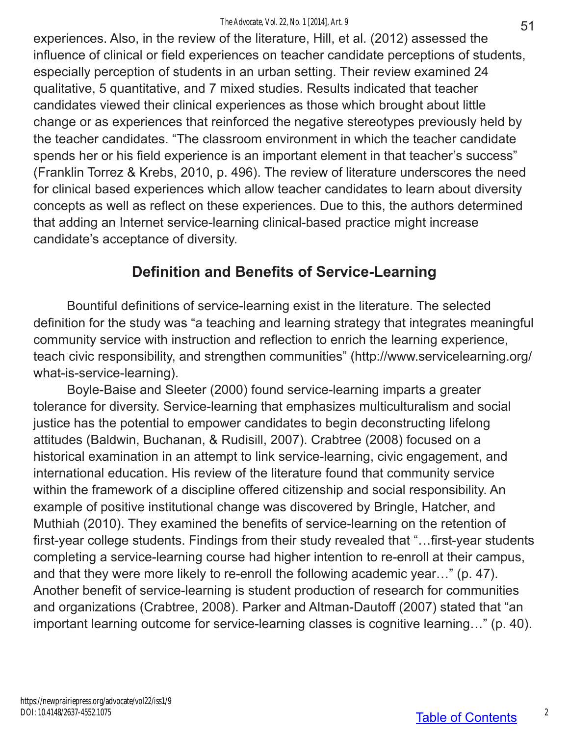experiences. Also, in the review of the literature, Hill, et al. (2012) assessed the influence of clinical or field experiences on teacher candidate perceptions of students, especially perception of students in an urban setting. Their review examined 24 qualitative, 5 quantitative, and 7 mixed studies. Results indicated that teacher candidates viewed their clinical experiences as those which brought about little change or as experiences that reinforced the negative stereotypes previously held by the teacher candidates. "The classroom environment in which the teacher candidate spends her or his field experience is an important element in that teacher's success" (Franklin Torrez & Krebs, 2010, p. 496). The review of literature underscores the need for clinical based experiences which allow teacher candidates to learn about diversity concepts as well as reflect on these experiences. Due to this, the authors determined that adding an Internet service-learning clinical-based practice might increase candidate's acceptance of diversity.

## Definition and Benefits of Service-Learning

Bountiful definitions of service-learning exist in the literature. The selected definition for the study was "a teaching and learning strategy that integrates meaningful community service with instruction and reflection to enrich the learning experience, teach civic responsibility, and strengthen communities" (http://www.servicelearning.org/what-is-service-learning).

Boyle-Baise and Sleeter (2000) found service-learning imparts a greater tolerance for diversity. Service-learning that emphasizes multiculturalism and social justice has the potential to empower candidates to begin deconstructing lifelong attitudes (Baldwin, Buchanan, & Rudisill, 2007). Crabtree (2008) focused on a historical examination in an attempt to link service-learning, civic engagement, and international education. His review of the literature found that community service within the framework of a discipline offered citizenship and social responsibility. An example of positive institutional change was discovered by Bringle, Hatcher, and Muthiah (2010). They examined the benefits of service-learning on the retention of first-year college students. Findings from their study revealed that "…first-year students completing a service-learning course had higher intention to re-enroll at their campus, and that they were more likely to re-enroll the following academic year…" (p. 47). Another benefit of service-learning is student production of research for communities and organizations (Crabtree, 2008). Parker and Altman-Dautoff (2007) stated that "an important learning outcome for service-learning classes is cognitive learning…" (p. 40).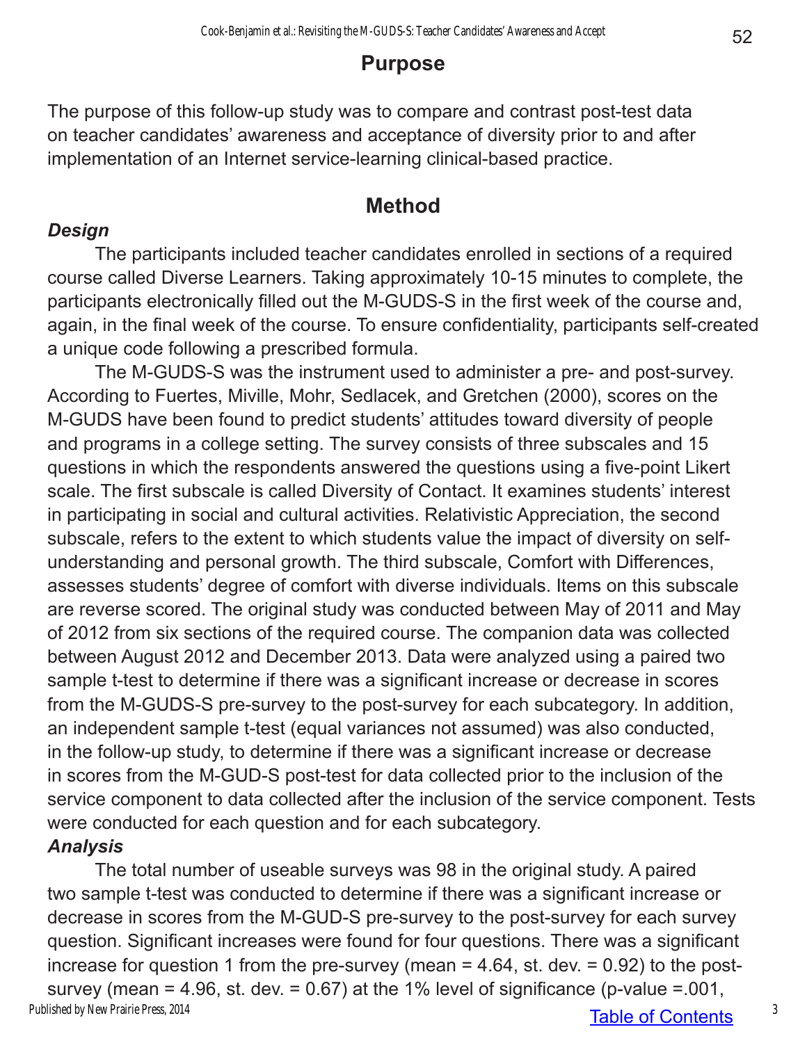## Purpose

The purpose of this follow-up study was to compare and contrast post-test data on teacher candidates' awareness and acceptance of diversity prior to and after implementation of an Internet service-learning clinical-based practice.

## Method

### *Design*

The participants included teacher candidates enrolled in sections of a required course called Diverse Learners. Taking approximately 10-15 minutes to complete, the participants electronically filled out the M-GUDS-S in the first week of the course and, again, in the final week of the course. To ensure confidentiality, participants self-created a unique code following a prescribed formula.

The M-GUDS-S was the instrument used to administer a pre- and post-survey. According to Fuertes, Miville, Mohr, Sedlacek, and Gretchen (2000), scores on the M-GUDS have been found to predict students' attitudes toward diversity of people and programs in a college setting. The survey consists of three subscales and 15 questions in which the respondents answered the questions using a five-point Likert scale. The first subscale is called Diversity of Contact. It examines students' interest in participating in social and cultural activities. Relativistic Appreciation, the second subscale, refers to the extent to which students value the impact of diversity on self-understanding and personal growth. The third subscale, Comfort with Differences, assesses students' degree of comfort with diverse individuals. Items on this subscale are reverse scored. The original study was conducted between May of 2011 and May of 2012 from six sections of the required course. The companion data was collected between August 2012 and December 2013. Data were analyzed using a paired two sample t-test to determine if there was a significant increase or decrease in scores from the M-GUDS-S pre-survey to the post-survey for each subcategory. In addition, an independent sample t-test (equal variances not assumed) was also conducted, in the follow-up study, to determine if there was a significant increase or decrease in scores from the M-GUD-S post-test for data collected prior to the inclusion of the service component to data collected after the inclusion of the service component. Tests were conducted for each question and for each subcategory.

### *Analysis*

The total number of useable surveys was 98 in the original study. A paired two sample t-test was conducted to determine if there was a significant increase or decrease in scores from the M-GUD-S pre-survey to the post-survey for each survey question. Significant increases were found for four questions. There was a significant increase for question 1 from the pre-survey (mean = 4.64, st. dev. = 0.92) to the post-survey (mean = 4.96, st. dev. = 0.67) at the 1% level of significance (p-value =.001,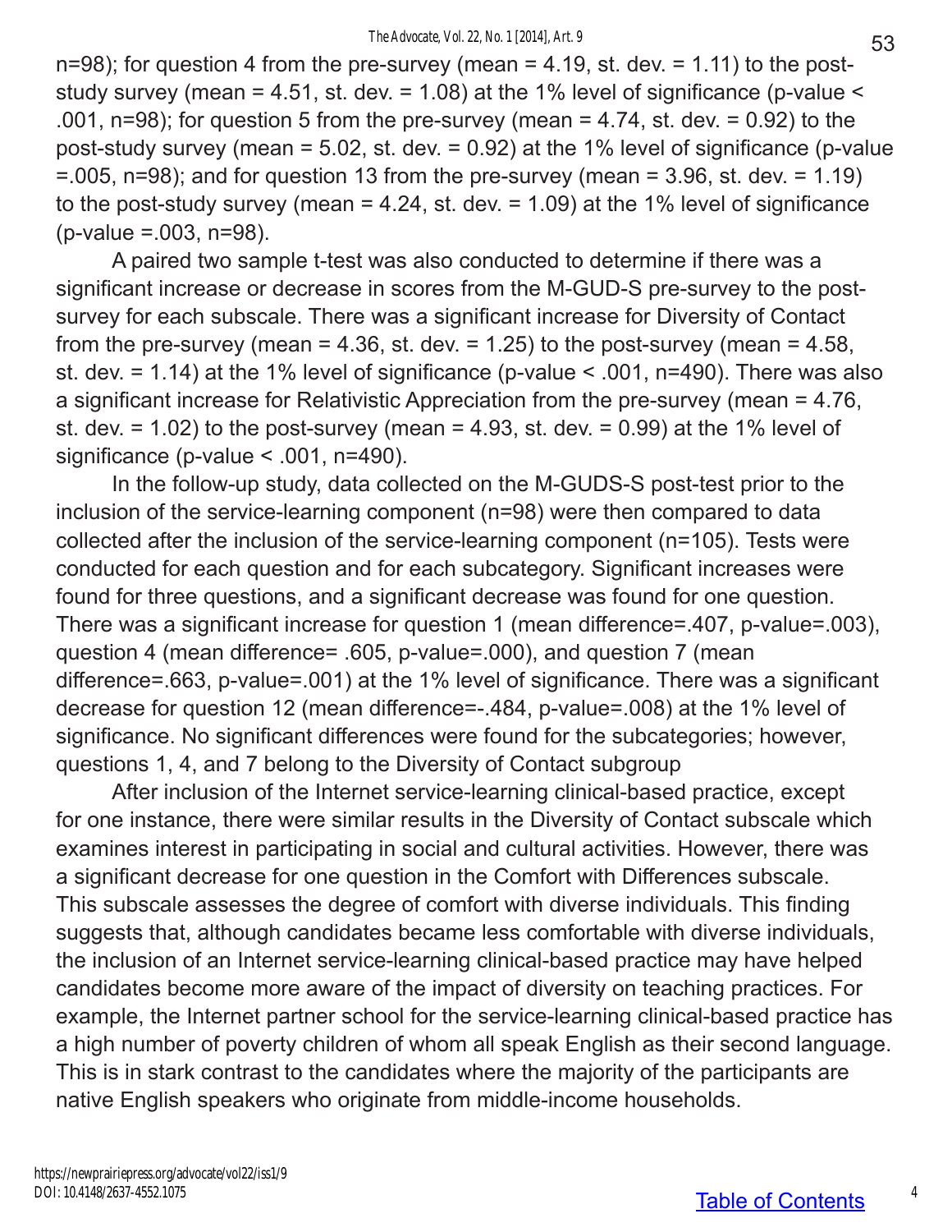n=98); for question 4 from the pre-survey (mean = 4.19, st. dev. = 1.11) to the post-study survey (mean = 4.51, st. dev. = 1.08) at the 1% level of significance (p-value < .001, n=98); for question 5 from the pre-survey (mean = 4.74, st. dev. = 0.92) to the post-study survey (mean = 5.02, st. dev. = 0.92) at the 1% level of significance (p-value =.005, n=98); and for question 13 from the pre-survey (mean = 3.96, st. dev. = 1.19) to the post-study survey (mean = 4.24, st. dev. = 1.09) at the 1% level of significance (p-value =.003, n=98).

A paired two sample t-test was also conducted to determine if there was a significant increase or decrease in scores from the M-GUD-S pre-survey to the post-survey for each subscale. There was a significant increase for Diversity of Contact from the pre-survey (mean = 4.36, st. dev. = 1.25) to the post-survey (mean = 4.58, st. dev. = 1.14) at the 1% level of significance (p-value < .001, n=490). There was also a significant increase for Relativistic Appreciation from the pre-survey (mean = 4.76, st. dev. = 1.02) to the post-survey (mean = 4.93, st. dev. = 0.99) at the 1% level of significance (p-value < .001, n=490).

In the follow-up study, data collected on the M-GUDS-S post-test prior to the inclusion of the service-learning component (n=98) were then compared to data collected after the inclusion of the service-learning component (n=105). Tests were conducted for each question and for each subcategory. Significant increases were found for three questions, and a significant decrease was found for one question. There was a significant increase for question 1 (mean difference=.407, p-value=.003), question 4 (mean difference= .605, p-value=.000), and question 7 (mean difference=.663, p-value=.001) at the 1% level of significance. There was a significant decrease for question 12 (mean difference=-.484, p-value=.008) at the 1% level of significance. No significant differences were found for the subcategories; however, questions 1, 4, and 7 belong to the Diversity of Contact subgroup

After inclusion of the Internet service-learning clinical-based practice, except for one instance, there were similar results in the Diversity of Contact subscale which examines interest in participating in social and cultural activities. However, there was a significant decrease for one question in the Comfort with Differences subscale. This subscale assesses the degree of comfort with diverse individuals. This finding suggests that, although candidates became less comfortable with diverse individuals, the inclusion of an Internet service-learning clinical-based practice may have helped candidates become more aware of the impact of diversity on teaching practices. For example, the Internet partner school for the service-learning clinical-based practice has a high number of poverty children of whom all speak English as their second language. This is in stark contrast to the candidates where the majority of the participants are native English speakers who originate from middle-income households.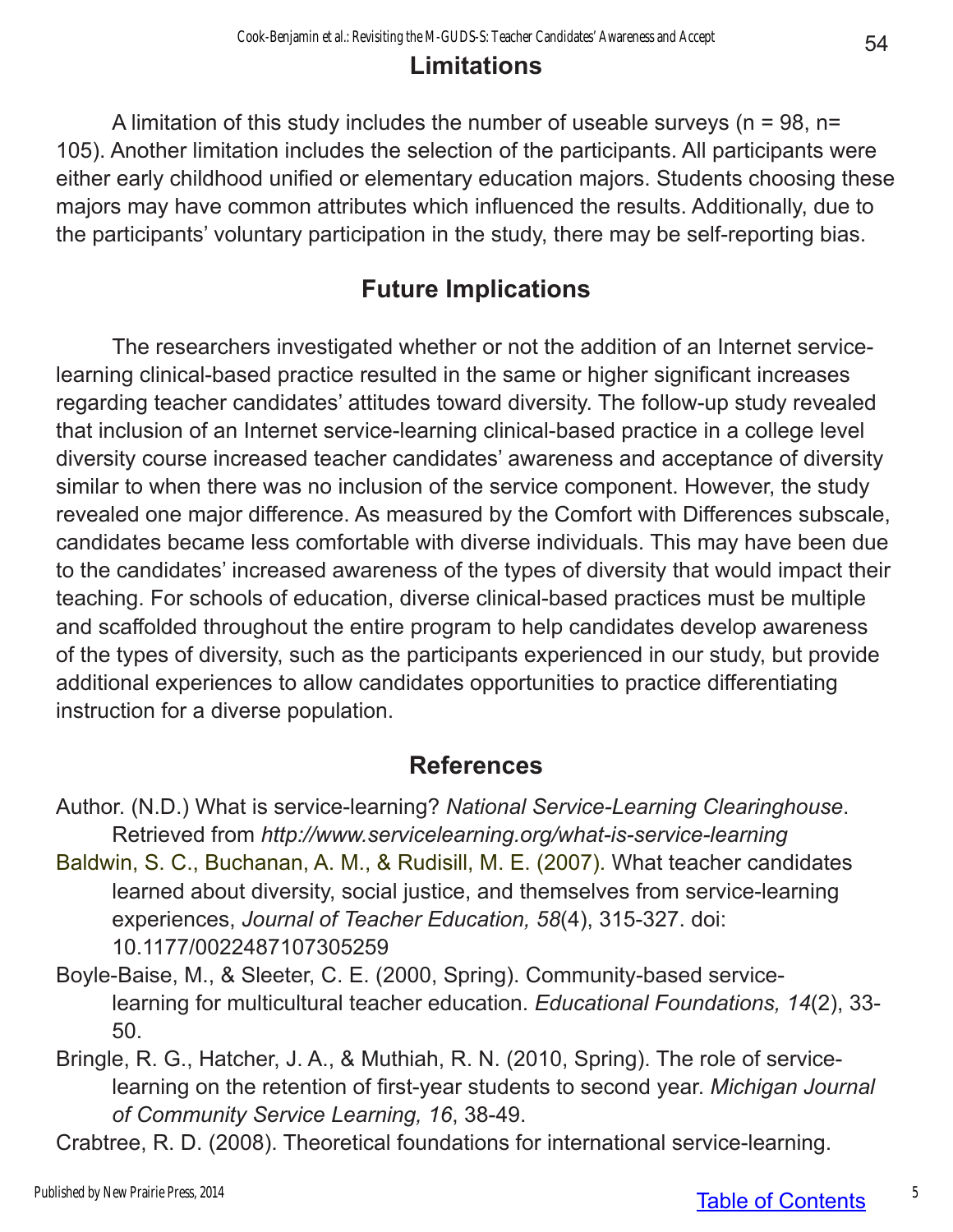## Limitations

A limitation of this study includes the number of useable surveys (n = 98, n= 105). Another limitation includes the selection of the participants. All participants were either early childhood unified or elementary education majors. Students choosing these majors may have common attributes which influenced the results. Additionally, due to the participants' voluntary participation in the study, there may be self-reporting bias.

## Future Implications

The researchers investigated whether or not the addition of an Internet service-learning clinical-based practice resulted in the same or higher significant increases regarding teacher candidates' attitudes toward diversity. The follow-up study revealed that inclusion of an Internet service-learning clinical-based practice in a college level diversity course increased teacher candidates' awareness and acceptance of diversity similar to when there was no inclusion of the service component. However, the study revealed one major difference. As measured by the Comfort with Differences subscale, candidates became less comfortable with diverse individuals. This may have been due to the candidates' increased awareness of the types of diversity that would impact their teaching. For schools of education, diverse clinical-based practices must be multiple and scaffolded throughout the entire program to help candidates develop awareness of the types of diversity, such as the participants experienced in our study, but provide additional experiences to allow candidates opportunities to practice differentiating instruction for a diverse population.

## References

Author. (N.D.) What is service-learning? *National Service-Learning Clearinghouse*. Retrieved from *http://www.servicelearning.org/what-is-service-learning*

Baldwin, S. C., Buchanan, A. M., & Rudisill, M. E. (2007). What teacher candidates learned about diversity, social justice, and themselves from service-learning experiences, *Journal of Teacher Education, 58*(4), 315-327. doi: 10.1177/0022487107305259

Boyle-Baise, M., & Sleeter, C. E. (2000, Spring). Community-based service-learning for multicultural teacher education. *Educational Foundations, 14*(2), 33-50.

Bringle, R. G., Hatcher, J. A., & Muthiah, R. N. (2010, Spring). The role of service-learning on the retention of first-year students to second year. *Michigan Journal of Community Service Learning, 16*, 38-49.

Crabtree, R. D. (2008). Theoretical foundations for international service-learning.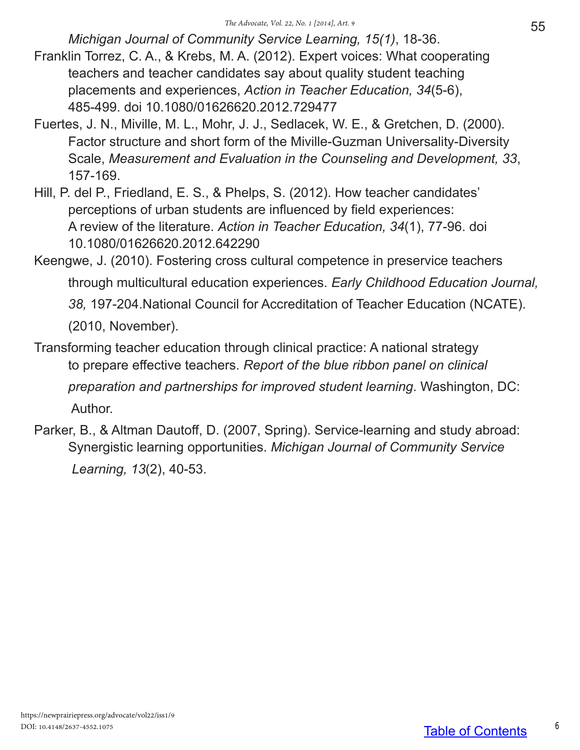*Michigan Journal of Community Service Learning, 15(1)*, 18-36.

Franklin Torrez, C. A., & Krebs, M. A. (2012). Expert voices: What cooperating teachers and teacher candidates say about quality student teaching placements and experiences, *Action in Teacher Education, 34*(5-6), 485-499. doi 10.1080/01626620.2012.729477

Fuertes, J. N., Miville, M. L., Mohr, J. J., Sedlacek, W. E., & Gretchen, D. (2000). Factor structure and short form of the Miville-Guzman Universality-Diversity Scale, *Measurement and Evaluation in the Counseling and Development, 33*, 157-169.

Hill, P. del P., Friedland, E. S., & Phelps, S. (2012). How teacher candidates' perceptions of urban students are influenced by field experiences: A review of the literature. *Action in Teacher Education, 34*(1), 77-96. doi 10.1080/01626620.2012.642290

Keengwe, J. (2010). Fostering cross cultural competence in preservice teachers through multicultural education experiences. *Early Childhood Education Journal, 38,* 197-204.National Council for Accreditation of Teacher Education (NCATE). (2010, November).

Transforming teacher education through clinical practice: A national strategy to prepare effective teachers. *Report of the blue ribbon panel on clinical preparation and partnerships for improved student learning*. Washington, DC: Author.

Parker, B., & Altman Dautoff, D. (2007, Spring). Service-learning and study abroad: Synergistic learning opportunities. *Michigan Journal of Community Service Learning, 13*(2), 40-53.

Table of Contents